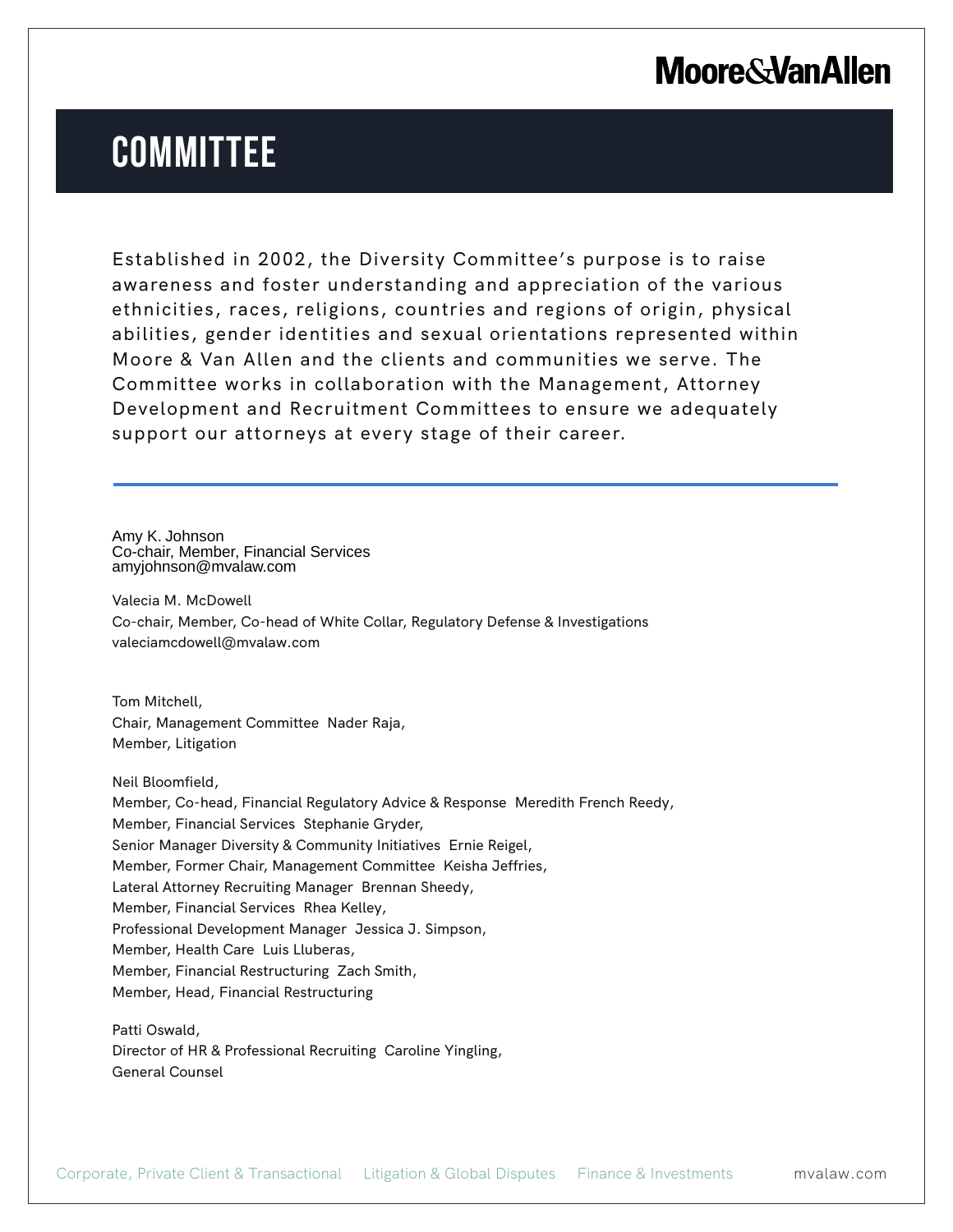Moore&VanAllen

# COMMITTEE

Established in 2002, the Diversity Committee's purpose is to raise awareness and foster understanding and appreciation of the various ethnicities, races, religions, countries and regions of origin, physical abilities, gender identities and sexual orientations represented within Moore & Van Allen and the clients and communities we serve. The Committee works in collaboration with the Management, Attorney Development and Recruitment Committees to ensure we adequately support our attorneys at every stage of their career.

---

Amy K. Johnson
Co-chair, Member, Financial Services
amyjohnson@mvalaw.com

Valecia M. McDowell
Co-chair, Member, Co-head of White Collar, Regulatory Defense & Investigations
valeciamcdowell@mvalaw.com

Tom Mitchell,
Chair, Management Committee Nader Raja,
Member, Litigation

Neil Bloomfield,
Member, Co-head, Financial Regulatory Advice & Response Meredith French Reedy,
Member, Financial Services Stephanie Gryder,
Senior Manager Diversity & Community Initiatives Ernie Reigel,
Member, Former Chair, Management Committee Keisha Jeffries,
Lateral Attorney Recruiting Manager Brennan Sheedy,
Member, Financial Services Rhea Kelley,
Professional Development Manager Jessica J. Simpson,
Member, Health Care Luis Lluberas,
Member, Financial Restructuring Zach Smith,
Member, Head, Financial Restructuring

Patti Oswald,
Director of HR & Professional Recruiting Caroline Yingling,
General Counsel